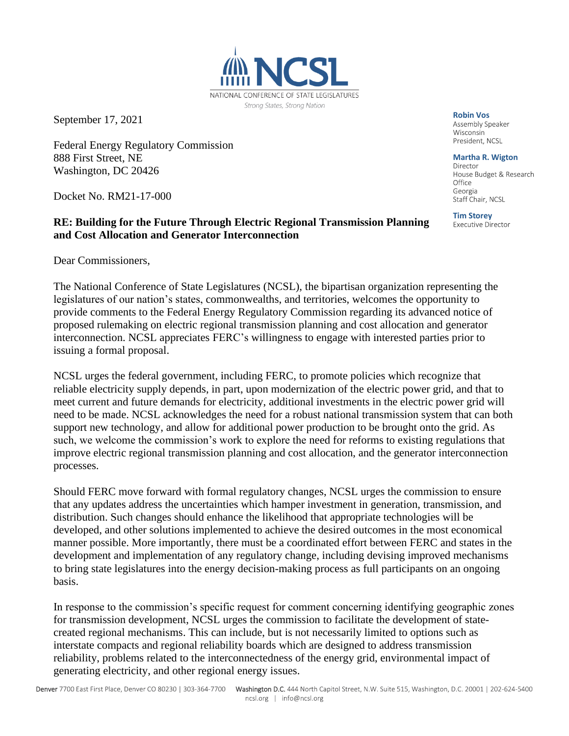NCSL
NATIONAL CONFERENCE OF STATE LEGISLATURES
*Strong States, Strong Nation*

**Robin Vos**
Assembly Speaker
Wisconsin
President, NCSL

**Martha R. Wigton**
Director
House Budget & Research Office
Georgia
Staff Chair, NCSL

**Tim Storey**
Executive Director

September 17, 2021

Federal Energy Regulatory Commission
888 First Street, NE
Washington, DC 20426

Docket No. RM21-17-000

**RE: Building for the Future Through Electric Regional Transmission Planning and Cost Allocation and Generator Interconnection**

Dear Commissioners,

The National Conference of State Legislatures (NCSL), the bipartisan organization representing the legislatures of our nation's states, commonwealths, and territories, welcomes the opportunity to provide comments to the Federal Energy Regulatory Commission regarding its advanced notice of proposed rulemaking on electric regional transmission planning and cost allocation and generator interconnection. NCSL appreciates FERC's willingness to engage with interested parties prior to issuing a formal proposal.

NCSL urges the federal government, including FERC, to promote policies which recognize that reliable electricity supply depends, in part, upon modernization of the electric power grid, and that to meet current and future demands for electricity, additional investments in the electric power grid will need to be made. NCSL acknowledges the need for a robust national transmission system that can both support new technology, and allow for additional power production to be brought onto the grid. As such, we welcome the commission's work to explore the need for reforms to existing regulations that improve electric regional transmission planning and cost allocation, and the generator interconnection processes.

Should FERC move forward with formal regulatory changes, NCSL urges the commission to ensure that any updates address the uncertainties which hamper investment in generation, transmission, and distribution. Such changes should enhance the likelihood that appropriate technologies will be developed, and other solutions implemented to achieve the desired outcomes in the most economical manner possible. More importantly, there must be a coordinated effort between FERC and states in the development and implementation of any regulatory change, including devising improved mechanisms to bring state legislatures into the energy decision-making process as full participants on an ongoing basis.

In response to the commission's specific request for comment concerning identifying geographic zones for transmission development, NCSL urges the commission to facilitate the development of state-created regional mechanisms. This can include, but is not necessarily limited to options such as interstate compacts and regional reliability boards which are designed to address transmission reliability, problems related to the interconnectedness of the energy grid, environmental impact of generating electricity, and other regional energy issues.

**Denver** 7700 East First Place, Denver CO 80230 | 303-364-7700 **Washington D.C.** 444 North Capitol Street, N.W. Suite 515, Washington, D.C. 20001 | 202-624-5400
ncsl.org | info@ncsl.org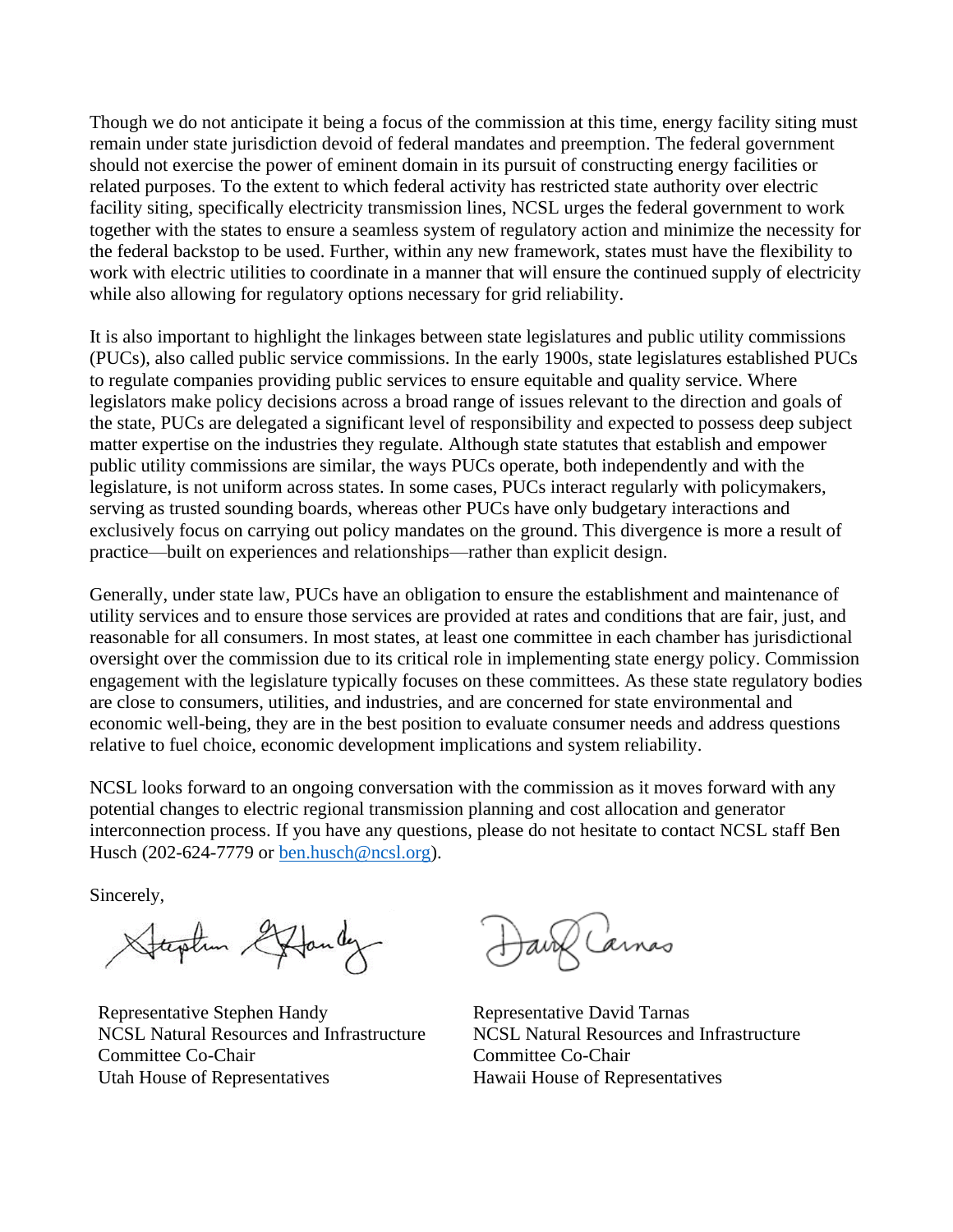Though we do not anticipate it being a focus of the commission at this time, energy facility siting must remain under state jurisdiction devoid of federal mandates and preemption. The federal government should not exercise the power of eminent domain in its pursuit of constructing energy facilities or related purposes. To the extent to which federal activity has restricted state authority over electric facility siting, specifically electricity transmission lines, NCSL urges the federal government to work together with the states to ensure a seamless system of regulatory action and minimize the necessity for the federal backstop to be used. Further, within any new framework, states must have the flexibility to work with electric utilities to coordinate in a manner that will ensure the continued supply of electricity while also allowing for regulatory options necessary for grid reliability.

It is also important to highlight the linkages between state legislatures and public utility commissions (PUCs), also called public service commissions. In the early 1900s, state legislatures established PUCs to regulate companies providing public services to ensure equitable and quality service. Where legislators make policy decisions across a broad range of issues relevant to the direction and goals of the state, PUCs are delegated a significant level of responsibility and expected to possess deep subject matter expertise on the industries they regulate. Although state statutes that establish and empower public utility commissions are similar, the ways PUCs operate, both independently and with the legislature, is not uniform across states. In some cases, PUCs interact regularly with policymakers, serving as trusted sounding boards, whereas other PUCs have only budgetary interactions and exclusively focus on carrying out policy mandates on the ground. This divergence is more a result of practice—built on experiences and relationships—rather than explicit design.

Generally, under state law, PUCs have an obligation to ensure the establishment and maintenance of utility services and to ensure those services are provided at rates and conditions that are fair, just, and reasonable for all consumers. In most states, at least one committee in each chamber has jurisdictional oversight over the commission due to its critical role in implementing state energy policy. Commission engagement with the legislature typically focuses on these committees. As these state regulatory bodies are close to consumers, utilities, and industries, and are concerned for state environmental and economic well-being, they are in the best position to evaluate consumer needs and address questions relative to fuel choice, economic development implications and system reliability.

NCSL looks forward to an ongoing conversation with the commission as it moves forward with any potential changes to electric regional transmission planning and cost allocation and generator interconnection process. If you have any questions, please do not hesitate to contact NCSL staff Ben Husch (202-624-7779 or ben.husch@ncsl.org).

Sincerely,

Representative Stephen Handy
NCSL Natural Resources and Infrastructure Committee Co-Chair
Utah House of Representatives

Representative David Tarnas
NCSL Natural Resources and Infrastructure Committee Co-Chair
Hawaii House of Representatives